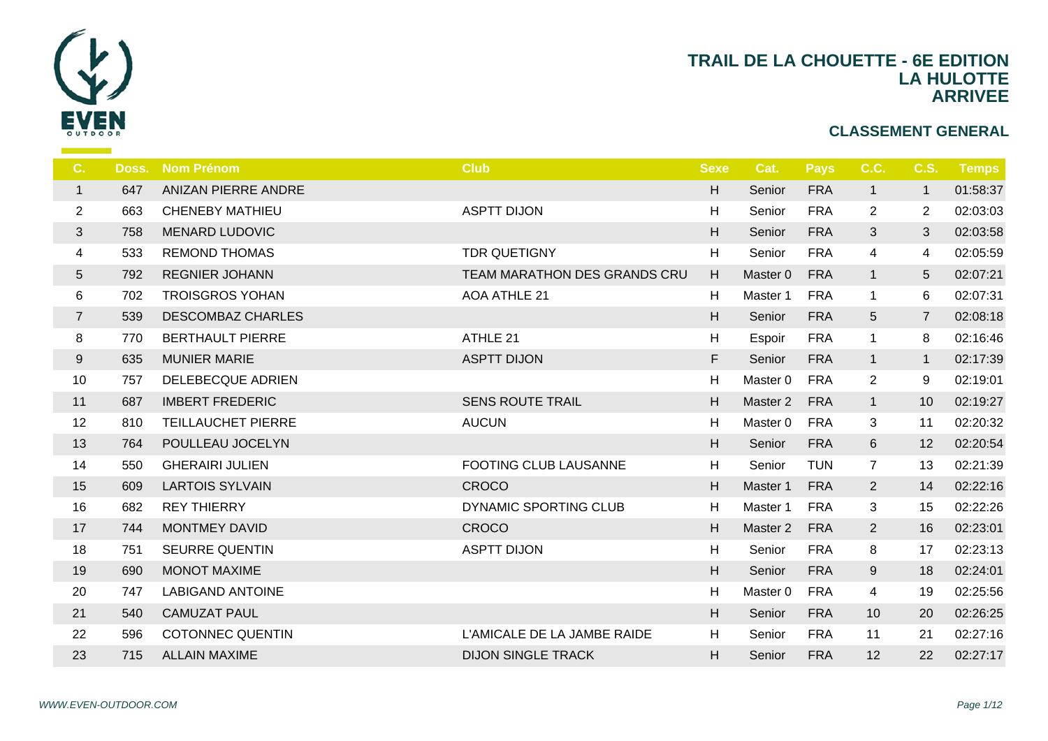# TRAIL DE LA CHOUETTE - 6E EDITION
## LA HULOTTE
## ARRIVEE

### CLASSEMENT GENERAL

| C. | Doss. | Nom Prénom | Club | Sexe | Cat. | Pays | C.C. | C.S. | Temps |
|---|---|---|---|---|---|---|---|---|---|
| 1 | 647 | ANIZAN PIERRE ANDRE | | H | Senior | FRA | 1 | 1 | 01:58:37 |
| 2 | 663 | CHENEBY MATHIEU | ASPTT DIJON | H | Senior | FRA | 2 | 2 | 02:03:03 |
| 3 | 758 | MENARD LUDOVIC | | H | Senior | FRA | 3 | 3 | 02:03:58 |
| 4 | 533 | REMOND THOMAS | TDR QUETIGNY | H | Senior | FRA | 4 | 4 | 02:05:59 |
| 5 | 792 | REGNIER JOHANN | TEAM MARATHON DES GRANDS CRU | H | Master 0 | FRA | 1 | 5 | 02:07:21 |
| 6 | 702 | TROISGROS YOHAN | AOA ATHLE 21 | H | Master 1 | FRA | 1 | 6 | 02:07:31 |
| 7 | 539 | DESCOMBAZ CHARLES | | H | Senior | FRA | 5 | 7 | 02:08:18 |
| 8 | 770 | BERTHAULT PIERRE | ATHLE 21 | H | Espoir | FRA | 1 | 8 | 02:16:46 |
| 9 | 635 | MUNIER MARIE | ASPTT DIJON | F | Senior | FRA | 1 | 1 | 02:17:39 |
| 10 | 757 | DELEBECQUE ADRIEN | | H | Master 0 | FRA | 2 | 9 | 02:19:01 |
| 11 | 687 | IMBERT FREDERIC | SENS ROUTE TRAIL | H | Master 2 | FRA | 1 | 10 | 02:19:27 |
| 12 | 810 | TEILLAUCHET PIERRE | AUCUN | H | Master 0 | FRA | 3 | 11 | 02:20:32 |
| 13 | 764 | POULLEAU JOCELYN | | H | Senior | FRA | 6 | 12 | 02:20:54 |
| 14 | 550 | GHERAIRI JULIEN | FOOTING CLUB LAUSANNE | H | Senior | TUN | 7 | 13 | 02:21:39 |
| 15 | 609 | LARTOIS SYLVAIN | CROCO | H | Master 1 | FRA | 2 | 14 | 02:22:16 |
| 16 | 682 | REY THIERRY | DYNAMIC SPORTING CLUB | H | Master 1 | FRA | 3 | 15 | 02:22:26 |
| 17 | 744 | MONTMEY DAVID | CROCO | H | Master 2 | FRA | 2 | 16 | 02:23:01 |
| 18 | 751 | SEURRE QUENTIN | ASPTT DIJON | H | Senior | FRA | 8 | 17 | 02:23:13 |
| 19 | 690 | MONOT MAXIME | | H | Senior | FRA | 9 | 18 | 02:24:01 |
| 20 | 747 | LABIGAND ANTOINE | | H | Master 0 | FRA | 4 | 19 | 02:25:56 |
| 21 | 540 | CAMUZAT PAUL | | H | Senior | FRA | 10 | 20 | 02:26:25 |
| 22 | 596 | COTONNEC QUENTIN | L'AMICALE DE LA JAMBE RAIDE | H | Senior | FRA | 11 | 21 | 02:27:16 |
| 23 | 715 | ALLAIN MAXIME | DIJON SINGLE TRACK | H | Senior | FRA | 12 | 22 | 02:27:17 |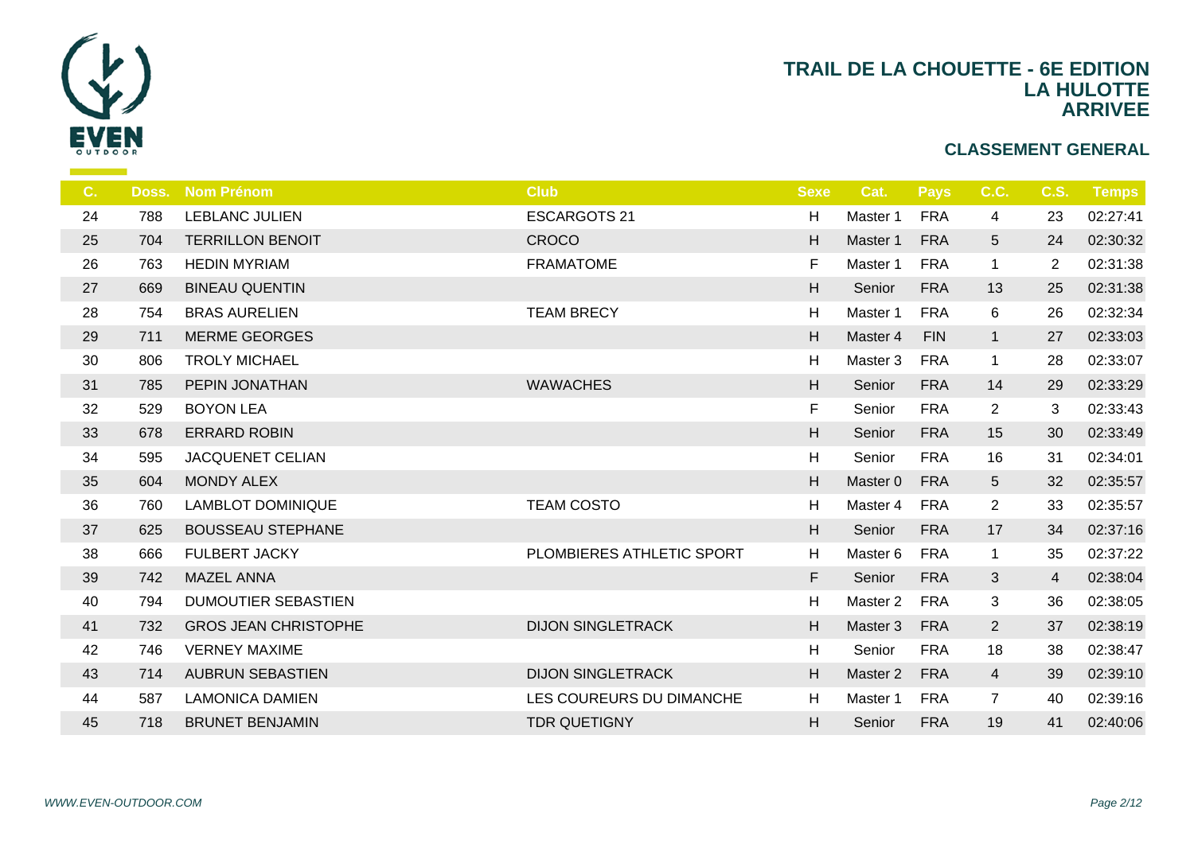# TRAIL DE LA CHOUETTE - 6E EDITION
## LA HULOTTE
## ARRIVEE

### CLASSEMENT GENERAL

| C. | Doss. | Nom Prénom | Club | Sexe | Cat. | Pays | C.C. | C.S. | Temps |
|---|---|---|---|---|---|---|---|---|---|
| 24 | 788 | LEBLANC JULIEN | ESCARGOTS 21 | H | Master 1 | FRA | 4 | 23 | 02:27:41 |
| 25 | 704 | TERRILLON BENOIT | CROCO | H | Master 1 | FRA | 5 | 24 | 02:30:32 |
| 26 | 763 | HEDIN MYRIAM | FRAMATOME | F | Master 1 | FRA | 1 | 2 | 02:31:38 |
| 27 | 669 | BINEAU QUENTIN | | H | Senior | FRA | 13 | 25 | 02:31:38 |
| 28 | 754 | BRAS AURELIEN | TEAM BRECY | H | Master 1 | FRA | 6 | 26 | 02:32:34 |
| 29 | 711 | MERME GEORGES | | H | Master 4 | FIN | 1 | 27 | 02:33:03 |
| 30 | 806 | TROLY MICHAEL | | H | Master 3 | FRA | 1 | 28 | 02:33:07 |
| 31 | 785 | PEPIN JONATHAN | WAWACHES | H | Senior | FRA | 14 | 29 | 02:33:29 |
| 32 | 529 | BOYON LEA | | F | Senior | FRA | 2 | 3 | 02:33:43 |
| 33 | 678 | ERRARD ROBIN | | H | Senior | FRA | 15 | 30 | 02:33:49 |
| 34 | 595 | JACQUENET CELIAN | | H | Senior | FRA | 16 | 31 | 02:34:01 |
| 35 | 604 | MONDY ALEX | | H | Master 0 | FRA | 5 | 32 | 02:35:57 |
| 36 | 760 | LAMBLOT DOMINIQUE | TEAM COSTO | H | Master 4 | FRA | 2 | 33 | 02:35:57 |
| 37 | 625 | BOUSSEAU STEPHANE | | H | Senior | FRA | 17 | 34 | 02:37:16 |
| 38 | 666 | FULBERT JACKY | PLOMBIERES ATHLETIC SPORT | H | Master 6 | FRA | 1 | 35 | 02:37:22 |
| 39 | 742 | MAZEL ANNA | | F | Senior | FRA | 3 | 4 | 02:38:04 |
| 40 | 794 | DUMOUTIER SEBASTIEN | | H | Master 2 | FRA | 3 | 36 | 02:38:05 |
| 41 | 732 | GROS JEAN CHRISTOPHE | DIJON SINGLETRACK | H | Master 3 | FRA | 2 | 37 | 02:38:19 |
| 42 | 746 | VERNEY MAXIME | | H | Senior | FRA | 18 | 38 | 02:38:47 |
| 43 | 714 | AUBRUN SEBASTIEN | DIJON SINGLETRACK | H | Master 2 | FRA | 4 | 39 | 02:39:10 |
| 44 | 587 | LAMONICA DAMIEN | LES COUREURS DU DIMANCHE | H | Master 1 | FRA | 7 | 40 | 02:39:16 |
| 45 | 718 | BRUNET BENJAMIN | TDR QUETIGNY | H | Senior | FRA | 19 | 41 | 02:40:06 |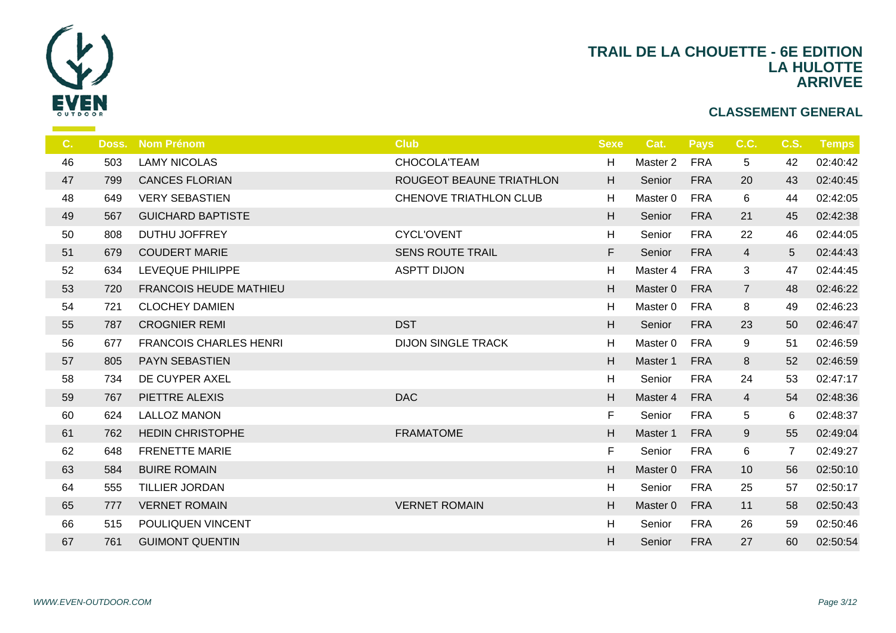# TRAIL DE LA CHOUETTE - 6E EDITION
## LA HULOTTE
## ARRIVEE

### CLASSEMENT GENERAL

| C. | Doss. | Nom Prénom | Club | Sexe | Cat. | Pays | C.C. | C.S. | Temps |
|---|---|---|---|---|---|---|---|---|---|
| 46 | 503 | LAMY NICOLAS | CHOCOLA'TEAM | H | Master 2 | FRA | 5 | 42 | 02:40:42 |
| 47 | 799 | CANCES FLORIAN | ROUGEOT BEAUNE TRIATHLON | H | Senior | FRA | 20 | 43 | 02:40:45 |
| 48 | 649 | VERY SEBASTIEN | CHENOVE TRIATHLON CLUB | H | Master 0 | FRA | 6 | 44 | 02:42:05 |
| 49 | 567 | GUICHARD BAPTISTE | | H | Senior | FRA | 21 | 45 | 02:42:38 |
| 50 | 808 | DUTHU JOFFREY | CYCL'OVENT | H | Senior | FRA | 22 | 46 | 02:44:05 |
| 51 | 679 | COUDERT MARIE | SENS ROUTE TRAIL | F | Senior | FRA | 4 | 5 | 02:44:43 |
| 52 | 634 | LEVEQUE PHILIPPE | ASPTT DIJON | H | Master 4 | FRA | 3 | 47 | 02:44:45 |
| 53 | 720 | FRANCOIS HEUDE MATHIEU | | H | Master 0 | FRA | 7 | 48 | 02:46:22 |
| 54 | 721 | CLOCHEY DAMIEN | | H | Master 0 | FRA | 8 | 49 | 02:46:23 |
| 55 | 787 | CROGNIER REMI | DST | H | Senior | FRA | 23 | 50 | 02:46:47 |
| 56 | 677 | FRANCOIS CHARLES HENRI | DIJON SINGLE TRACK | H | Master 0 | FRA | 9 | 51 | 02:46:59 |
| 57 | 805 | PAYN SEBASTIEN | | H | Master 1 | FRA | 8 | 52 | 02:46:59 |
| 58 | 734 | DE CUYPER AXEL | | H | Senior | FRA | 24 | 53 | 02:47:17 |
| 59 | 767 | PIETTRE ALEXIS | DAC | H | Master 4 | FRA | 4 | 54 | 02:48:36 |
| 60 | 624 | LALLOZ MANON | | F | Senior | FRA | 5 | 6 | 02:48:37 |
| 61 | 762 | HEDIN CHRISTOPHE | FRAMATOME | H | Master 1 | FRA | 9 | 55 | 02:49:04 |
| 62 | 648 | FRENETTE MARIE | | F | Senior | FRA | 6 | 7 | 02:49:27 |
| 63 | 584 | BUIRE ROMAIN | | H | Master 0 | FRA | 10 | 56 | 02:50:10 |
| 64 | 555 | TILLIER JORDAN | | H | Senior | FRA | 25 | 57 | 02:50:17 |
| 65 | 777 | VERNET ROMAIN | VERNET ROMAIN | H | Master 0 | FRA | 11 | 58 | 02:50:43 |
| 66 | 515 | POULIQUEN VINCENT | | H | Senior | FRA | 26 | 59 | 02:50:46 |
| 67 | 761 | GUIMONT QUENTIN | | H | Senior | FRA | 27 | 60 | 02:50:54 |

*WWW.EVEN-OUTDOOR.COM*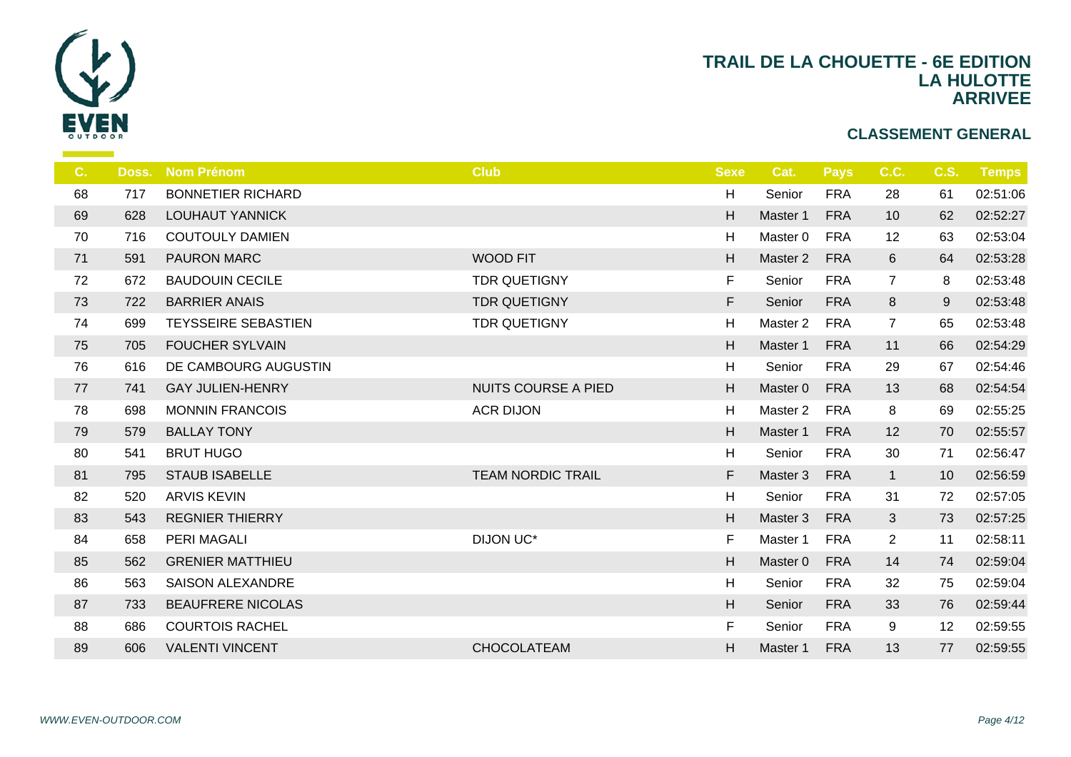# TRAIL DE LA CHOUETTE - 6E EDITION
## LA HULOTTE
## ARRIVEE

### CLASSEMENT GENERAL

| C. | Doss. | Nom Prénom | Club | Sexe | Cat. | Pays | C.C. | C.S. | Temps |
|---|---|---|---|---|---|---|---|---|---|
| 68 | 717 | BONNETIER RICHARD | | H | Senior | FRA | 28 | 61 | 02:51:06 |
| 69 | 628 | LOUHAUT YANNICK | | H | Master 1 | FRA | 10 | 62 | 02:52:27 |
| 70 | 716 | COUTOULY DAMIEN | | H | Master 0 | FRA | 12 | 63 | 02:53:04 |
| 71 | 591 | PAURON MARC | WOOD FIT | H | Master 2 | FRA | 6 | 64 | 02:53:28 |
| 72 | 672 | BAUDOUIN CECILE | TDR QUETIGNY | F | Senior | FRA | 7 | 8 | 02:53:48 |
| 73 | 722 | BARRIER ANAIS | TDR QUETIGNY | F | Senior | FRA | 8 | 9 | 02:53:48 |
| 74 | 699 | TEYSSEIRE SEBASTIEN | TDR QUETIGNY | H | Master 2 | FRA | 7 | 65 | 02:53:48 |
| 75 | 705 | FOUCHER SYLVAIN | | H | Master 1 | FRA | 11 | 66 | 02:54:29 |
| 76 | 616 | DE CAMBOURG AUGUSTIN | | H | Senior | FRA | 29 | 67 | 02:54:46 |
| 77 | 741 | GAY JULIEN-HENRY | NUITS COURSE A PIED | H | Master 0 | FRA | 13 | 68 | 02:54:54 |
| 78 | 698 | MONNIN FRANCOIS | ACR DIJON | H | Master 2 | FRA | 8 | 69 | 02:55:25 |
| 79 | 579 | BALLAY TONY | | H | Master 1 | FRA | 12 | 70 | 02:55:57 |
| 80 | 541 | BRUT HUGO | | H | Senior | FRA | 30 | 71 | 02:56:47 |
| 81 | 795 | STAUB ISABELLE | TEAM NORDIC TRAIL | F | Master 3 | FRA | 1 | 10 | 02:56:59 |
| 82 | 520 | ARVIS KEVIN | | H | Senior | FRA | 31 | 72 | 02:57:05 |
| 83 | 543 | REGNIER THIERRY | | H | Master 3 | FRA | 3 | 73 | 02:57:25 |
| 84 | 658 | PERI MAGALI | DIJON UC* | F | Master 1 | FRA | 2 | 11 | 02:58:11 |
| 85 | 562 | GRENIER MATTHIEU | | H | Master 0 | FRA | 14 | 74 | 02:59:04 |
| 86 | 563 | SAISON ALEXANDRE | | H | Senior | FRA | 32 | 75 | 02:59:04 |
| 87 | 733 | BEAUFRERE NICOLAS | | H | Senior | FRA | 33 | 76 | 02:59:44 |
| 88 | 686 | COURTOIS RACHEL | | F | Senior | FRA | 9 | 12 | 02:59:55 |
| 89 | 606 | VALENTI VINCENT | CHOCOLATEAM | H | Master 1 | FRA | 13 | 77 | 02:59:55 |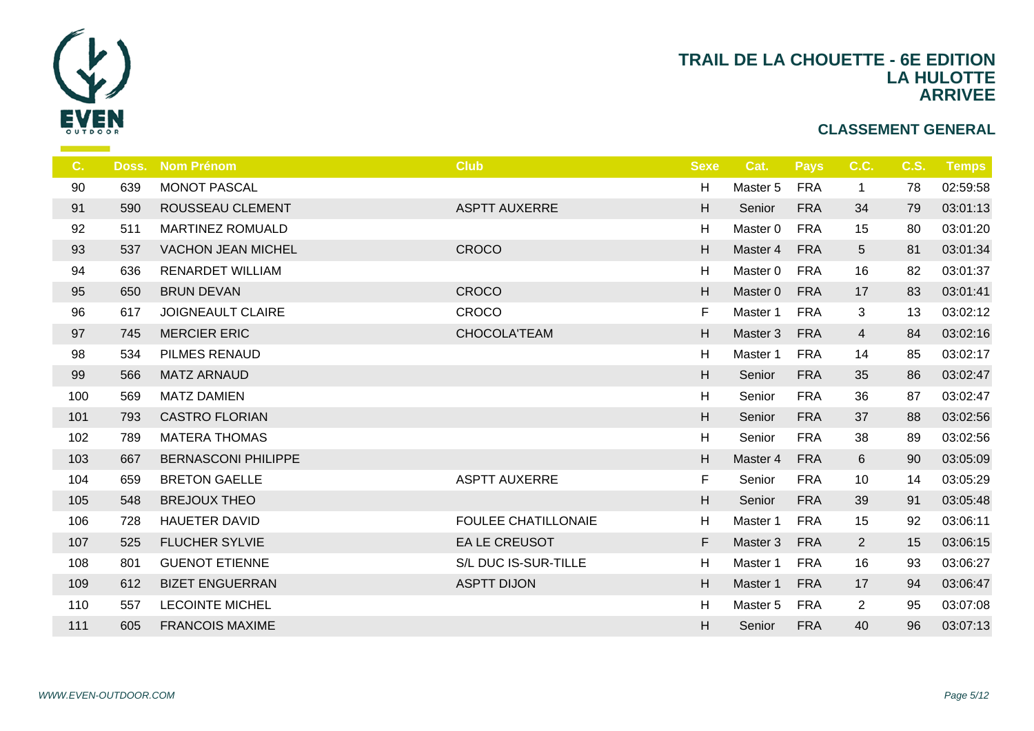# TRAIL DE LA CHOUETTE - 6E EDITION
## LA HULOTTE
## ARRIVEE

### CLASSEMENT GENERAL

| C. | Doss. | Nom Prénom | Club | Sexe | Cat. | Pays | C.C. | C.S. | Temps |
|---|---|---|---|---|---|---|---|---|---|
| 90 | 639 | MONOT PASCAL | | H | Master 5 | FRA | 1 | 78 | 02:59:58 |
| 91 | 590 | ROUSSEAU CLEMENT | ASPTT AUXERRE | H | Senior | FRA | 34 | 79 | 03:01:13 |
| 92 | 511 | MARTINEZ ROMUALD | | H | Master 0 | FRA | 15 | 80 | 03:01:20 |
| 93 | 537 | VACHON JEAN MICHEL | CROCO | H | Master 4 | FRA | 5 | 81 | 03:01:34 |
| 94 | 636 | RENARDET WILLIAM | | H | Master 0 | FRA | 16 | 82 | 03:01:37 |
| 95 | 650 | BRUN DEVAN | CROCO | H | Master 0 | FRA | 17 | 83 | 03:01:41 |
| 96 | 617 | JOIGNEAULT CLAIRE | CROCO | F | Master 1 | FRA | 3 | 13 | 03:02:12 |
| 97 | 745 | MERCIER ERIC | CHOCOLA'TEAM | H | Master 3 | FRA | 4 | 84 | 03:02:16 |
| 98 | 534 | PILMES RENAUD | | H | Master 1 | FRA | 14 | 85 | 03:02:17 |
| 99 | 566 | MATZ ARNAUD | | H | Senior | FRA | 35 | 86 | 03:02:47 |
| 100 | 569 | MATZ DAMIEN | | H | Senior | FRA | 36 | 87 | 03:02:47 |
| 101 | 793 | CASTRO FLORIAN | | H | Senior | FRA | 37 | 88 | 03:02:56 |
| 102 | 789 | MATERA THOMAS | | H | Senior | FRA | 38 | 89 | 03:02:56 |
| 103 | 667 | BERNASCONI PHILIPPE | | H | Master 4 | FRA | 6 | 90 | 03:05:09 |
| 104 | 659 | BRETON GAELLE | ASPTT AUXERRE | F | Senior | FRA | 10 | 14 | 03:05:29 |
| 105 | 548 | BREJOUX THEO | | H | Senior | FRA | 39 | 91 | 03:05:48 |
| 106 | 728 | HAUETER DAVID | FOULEE CHATILLONAIE | H | Master 1 | FRA | 15 | 92 | 03:06:11 |
| 107 | 525 | FLUCHER SYLVIE | EA LE CREUSOT | F | Master 3 | FRA | 2 | 15 | 03:06:15 |
| 108 | 801 | GUENOT ETIENNE | S/L DUC IS-SUR-TILLE | H | Master 1 | FRA | 16 | 93 | 03:06:27 |
| 109 | 612 | BIZET ENGUERRAN | ASPTT DIJON | H | Master 1 | FRA | 17 | 94 | 03:06:47 |
| 110 | 557 | LECOINTE MICHEL | | H | Master 5 | FRA | 2 | 95 | 03:07:08 |
| 111 | 605 | FRANCOIS MAXIME | | H | Senior | FRA | 40 | 96 | 03:07:13 |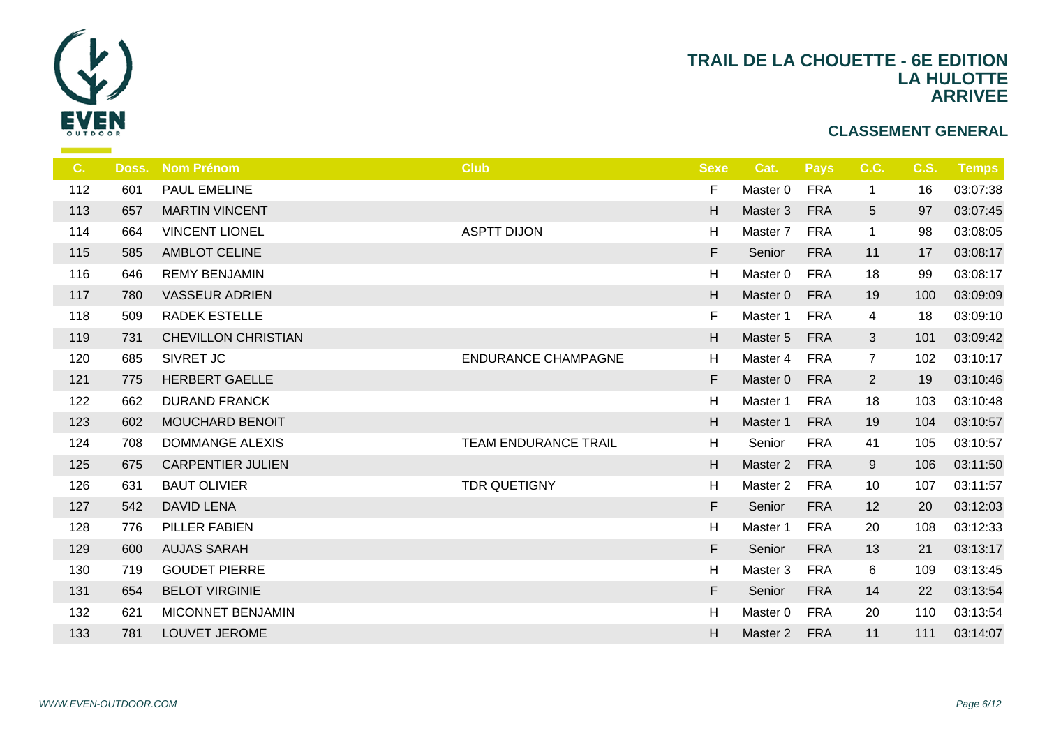# TRAIL DE LA CHOUETTE - 6E EDITION
## LA HULOTTE
## ARRIVEE

### CLASSEMENT GENERAL

| C. | Doss. | Nom Prénom | Club | Sexe | Cat. | Pays | C.C. | C.S. | Temps |
|---|---|---|---|---|---|---|---|---|---|
| 112 | 601 | PAUL EMELINE | | F | Master 0 | FRA | 1 | 16 | 03:07:38 |
| 113 | 657 | MARTIN VINCENT | | H | Master 3 | FRA | 5 | 97 | 03:07:45 |
| 114 | 664 | VINCENT LIONEL | ASPTT DIJON | H | Master 7 | FRA | 1 | 98 | 03:08:05 |
| 115 | 585 | AMBLOT CELINE | | F | Senior | FRA | 11 | 17 | 03:08:17 |
| 116 | 646 | REMY BENJAMIN | | H | Master 0 | FRA | 18 | 99 | 03:08:17 |
| 117 | 780 | VASSEUR ADRIEN | | H | Master 0 | FRA | 19 | 100 | 03:09:09 |
| 118 | 509 | RADEK ESTELLE | | F | Master 1 | FRA | 4 | 18 | 03:09:10 |
| 119 | 731 | CHEVILLON CHRISTIAN | | H | Master 5 | FRA | 3 | 101 | 03:09:42 |
| 120 | 685 | SIVRET JC | ENDURANCE CHAMPAGNE | H | Master 4 | FRA | 7 | 102 | 03:10:17 |
| 121 | 775 | HERBERT GAELLE | | F | Master 0 | FRA | 2 | 19 | 03:10:46 |
| 122 | 662 | DURAND FRANCK | | H | Master 1 | FRA | 18 | 103 | 03:10:48 |
| 123 | 602 | MOUCHARD BENOIT | | H | Master 1 | FRA | 19 | 104 | 03:10:57 |
| 124 | 708 | DOMMANGE ALEXIS | TEAM ENDURANCE TRAIL | H | Senior | FRA | 41 | 105 | 03:10:57 |
| 125 | 675 | CARPENTIER JULIEN | | H | Master 2 | FRA | 9 | 106 | 03:11:50 |
| 126 | 631 | BAUT OLIVIER | TDR QUETIGNY | H | Master 2 | FRA | 10 | 107 | 03:11:57 |
| 127 | 542 | DAVID LENA | | F | Senior | FRA | 12 | 20 | 03:12:03 |
| 128 | 776 | PILLER FABIEN | | H | Master 1 | FRA | 20 | 108 | 03:12:33 |
| 129 | 600 | AUJAS SARAH | | F | Senior | FRA | 13 | 21 | 03:13:17 |
| 130 | 719 | GOUDET PIERRE | | H | Master 3 | FRA | 6 | 109 | 03:13:45 |
| 131 | 654 | BELOT VIRGINIE | | F | Senior | FRA | 14 | 22 | 03:13:54 |
| 132 | 621 | MICONNET BENJAMIN | | H | Master 0 | FRA | 20 | 110 | 03:13:54 |
| 133 | 781 | LOUVET JEROME | | H | Master 2 | FRA | 11 | 111 | 03:14:07 |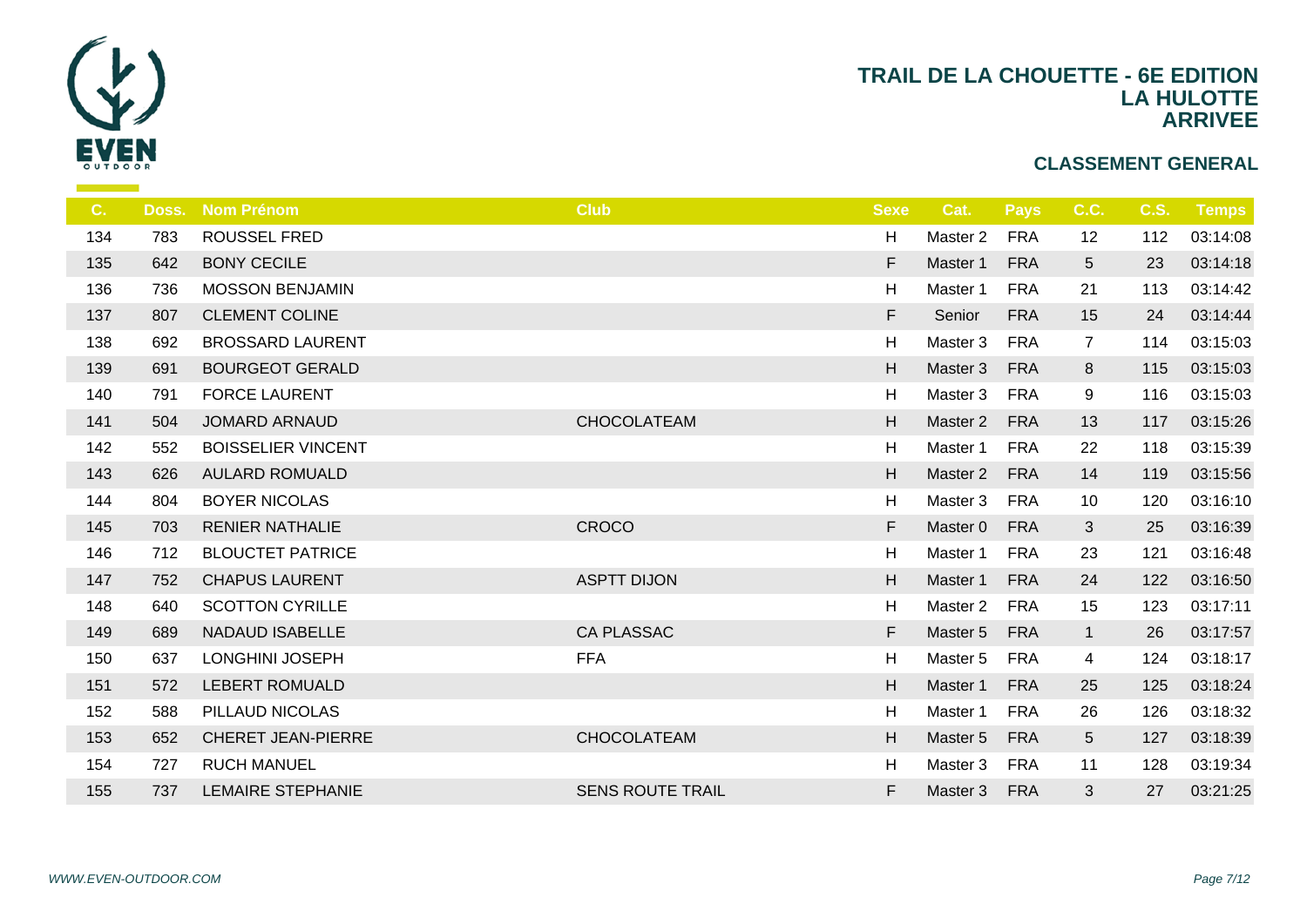# TRAIL DE LA CHOUETTE - 6E EDITION
## LA HULOTTE
## ARRIVEE

### CLASSEMENT GENERAL

| C. | Doss. | Nom Prénom | Club | Sexe | Cat. | Pays | C.C. | C.S. | Temps |
|---|---|---|---|---|---|---|---|---|---|
| 134 | 783 | ROUSSEL FRED | | H | Master 2 | FRA | 12 | 112 | 03:14:08 |
| 135 | 642 | BONY CECILE | | F | Master 1 | FRA | 5 | 23 | 03:14:18 |
| 136 | 736 | MOSSON BENJAMIN | | H | Master 1 | FRA | 21 | 113 | 03:14:42 |
| 137 | 807 | CLEMENT COLINE | | F | Senior | FRA | 15 | 24 | 03:14:44 |
| 138 | 692 | BROSSARD LAURENT | | H | Master 3 | FRA | 7 | 114 | 03:15:03 |
| 139 | 691 | BOURGEOT GERALD | | H | Master 3 | FRA | 8 | 115 | 03:15:03 |
| 140 | 791 | FORCE LAURENT | | H | Master 3 | FRA | 9 | 116 | 03:15:03 |
| 141 | 504 | JOMARD ARNAUD | CHOCOLATEAM | H | Master 2 | FRA | 13 | 117 | 03:15:26 |
| 142 | 552 | BOISSELIER VINCENT | | H | Master 1 | FRA | 22 | 118 | 03:15:39 |
| 143 | 626 | AULARD ROMUALD | | H | Master 2 | FRA | 14 | 119 | 03:15:56 |
| 144 | 804 | BOYER NICOLAS | | H | Master 3 | FRA | 10 | 120 | 03:16:10 |
| 145 | 703 | RENIER NATHALIE | CROCO | F | Master 0 | FRA | 3 | 25 | 03:16:39 |
| 146 | 712 | BLOUCTET PATRICE | | H | Master 1 | FRA | 23 | 121 | 03:16:48 |
| 147 | 752 | CHAPUS LAURENT | ASPTT DIJON | H | Master 1 | FRA | 24 | 122 | 03:16:50 |
| 148 | 640 | SCOTTON CYRILLE | | H | Master 2 | FRA | 15 | 123 | 03:17:11 |
| 149 | 689 | NADAUD ISABELLE | CA PLASSAC | F | Master 5 | FRA | 1 | 26 | 03:17:57 |
| 150 | 637 | LONGHINI JOSEPH | FFA | H | Master 5 | FRA | 4 | 124 | 03:18:17 |
| 151 | 572 | LEBERT ROMUALD | | H | Master 1 | FRA | 25 | 125 | 03:18:24 |
| 152 | 588 | PILLAUD NICOLAS | | H | Master 1 | FRA | 26 | 126 | 03:18:32 |
| 153 | 652 | CHERET JEAN-PIERRE | CHOCOLATEAM | H | Master 5 | FRA | 5 | 127 | 03:18:39 |
| 154 | 727 | RUCH MANUEL | | H | Master 3 | FRA | 11 | 128 | 03:19:34 |
| 155 | 737 | LEMAIRE STEPHANIE | SENS ROUTE TRAIL | F | Master 3 | FRA | 3 | 27 | 03:21:25 |

*WWW.EVEN-OUTDOOR.COM*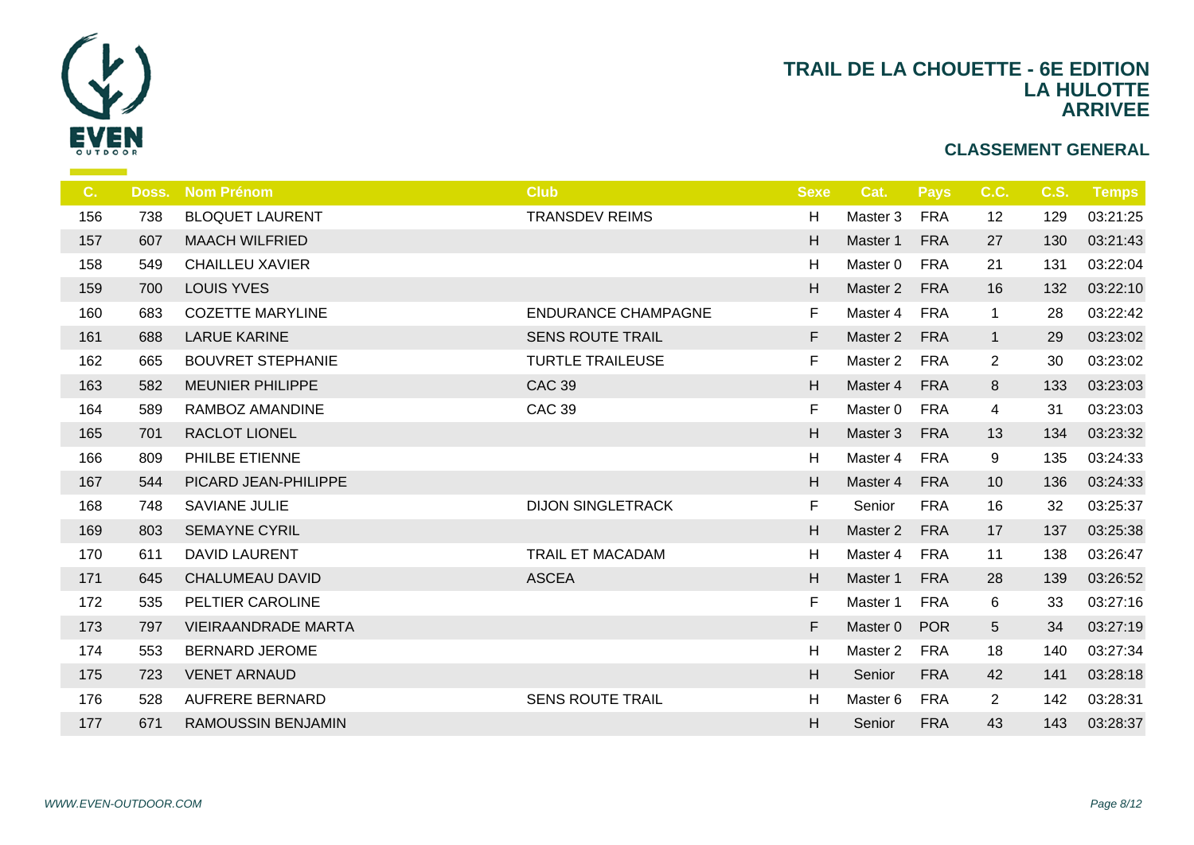# TRAIL DE LA CHOUETTE - 6E EDITION
## LA HULOTTE
## ARRIVEE

### CLASSEMENT GENERAL

| C. | Doss. | Nom Prénom | Club | Sexe | Cat. | Pays | C.C. | C.S. | Temps |
|---|---|---|---|---|---|---|---|---|---|
| 156 | 738 | BLOQUET LAURENT | TRANSDEV REIMS | H | Master 3 | FRA | 12 | 129 | 03:21:25 |
| 157 | 607 | MAACH WILFRIED | | H | Master 1 | FRA | 27 | 130 | 03:21:43 |
| 158 | 549 | CHAILLEU XAVIER | | H | Master 0 | FRA | 21 | 131 | 03:22:04 |
| 159 | 700 | LOUIS YVES | | H | Master 2 | FRA | 16 | 132 | 03:22:10 |
| 160 | 683 | COZETTE MARYLINE | ENDURANCE CHAMPAGNE | F | Master 4 | FRA | 1 | 28 | 03:22:42 |
| 161 | 688 | LARUE KARINE | SENS ROUTE TRAIL | F | Master 2 | FRA | 1 | 29 | 03:23:02 |
| 162 | 665 | BOUVRET STEPHANIE | TURTLE TRAILEUSE | F | Master 2 | FRA | 2 | 30 | 03:23:02 |
| 163 | 582 | MEUNIER PHILIPPE | CAC 39 | H | Master 4 | FRA | 8 | 133 | 03:23:03 |
| 164 | 589 | RAMBOZ AMANDINE | CAC 39 | F | Master 0 | FRA | 4 | 31 | 03:23:03 |
| 165 | 701 | RACLOT LIONEL | | H | Master 3 | FRA | 13 | 134 | 03:23:32 |
| 166 | 809 | PHILBE ETIENNE | | H | Master 4 | FRA | 9 | 135 | 03:24:33 |
| 167 | 544 | PICARD JEAN-PHILIPPE | | H | Master 4 | FRA | 10 | 136 | 03:24:33 |
| 168 | 748 | SAVIANE JULIE | DIJON SINGLETRACK | F | Senior | FRA | 16 | 32 | 03:25:37 |
| 169 | 803 | SEMAYNE CYRIL | | H | Master 2 | FRA | 17 | 137 | 03:25:38 |
| 170 | 611 | DAVID LAURENT | TRAIL ET MACADAM | H | Master 4 | FRA | 11 | 138 | 03:26:47 |
| 171 | 645 | CHALUMEAU DAVID | ASCEA | H | Master 1 | FRA | 28 | 139 | 03:26:52 |
| 172 | 535 | PELTIER CAROLINE | | F | Master 1 | FRA | 6 | 33 | 03:27:16 |
| 173 | 797 | VIEIRAANDRADE MARTA | | F | Master 0 | POR | 5 | 34 | 03:27:19 |
| 174 | 553 | BERNARD JEROME | | H | Master 2 | FRA | 18 | 140 | 03:27:34 |
| 175 | 723 | VENET ARNAUD | | H | Senior | FRA | 42 | 141 | 03:28:18 |
| 176 | 528 | AUFRERE BERNARD | SENS ROUTE TRAIL | H | Master 6 | FRA | 2 | 142 | 03:28:31 |
| 177 | 671 | RAMOUSSIN BENJAMIN | | H | Senior | FRA | 43 | 143 | 03:28:37 |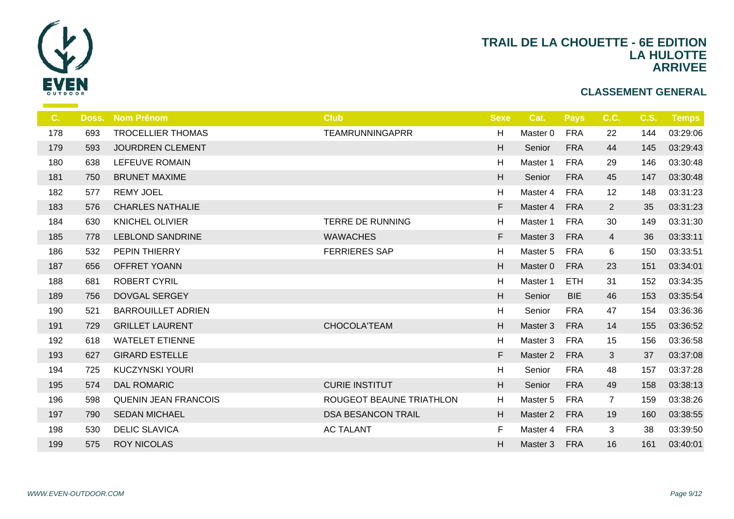# TRAIL DE LA CHOUETTE - 6E EDITION
## LA HULOTTE
## ARRIVEE

### CLASSEMENT GENERAL

| C. | Doss. | Nom Prénom | Club | Sexe | Cat. | Pays | C.C. | C.S. | Temps |
|---|---|---|---|---|---|---|---|---|---|
| 178 | 693 | TROCELLIER THOMAS | TEAMRUNNINGAPRR | H | Master 0 | FRA | 22 | 144 | 03:29:06 |
| 179 | 593 | JOURDREN CLEMENT | | H | Senior | FRA | 44 | 145 | 03:29:43 |
| 180 | 638 | LEFEUVE ROMAIN | | H | Master 1 | FRA | 29 | 146 | 03:30:48 |
| 181 | 750 | BRUNET MAXIME | | H | Senior | FRA | 45 | 147 | 03:30:48 |
| 182 | 577 | REMY JOEL | | H | Master 4 | FRA | 12 | 148 | 03:31:23 |
| 183 | 576 | CHARLES NATHALIE | | F | Master 4 | FRA | 2 | 35 | 03:31:23 |
| 184 | 630 | KNICHEL OLIVIER | TERRE DE RUNNING | H | Master 1 | FRA | 30 | 149 | 03:31:30 |
| 185 | 778 | LEBLOND SANDRINE | WAWACHES | F | Master 3 | FRA | 4 | 36 | 03:33:11 |
| 186 | 532 | PEPIN THIERRY | FERRIERES SAP | H | Master 5 | FRA | 6 | 150 | 03:33:51 |
| 187 | 656 | OFFRET YOANN | | H | Master 0 | FRA | 23 | 151 | 03:34:01 |
| 188 | 681 | ROBERT CYRIL | | H | Master 1 | ETH | 31 | 152 | 03:34:35 |
| 189 | 756 | DOVGAL SERGEY | | H | Senior | BIE | 46 | 153 | 03:35:54 |
| 190 | 521 | BARROUILLET ADRIEN | | H | Senior | FRA | 47 | 154 | 03:36:36 |
| 191 | 729 | GRILLET LAURENT | CHOCOLA'TEAM | H | Master 3 | FRA | 14 | 155 | 03:36:52 |
| 192 | 618 | WATELET ETIENNE | | H | Master 3 | FRA | 15 | 156 | 03:36:58 |
| 193 | 627 | GIRARD ESTELLE | | F | Master 2 | FRA | 3 | 37 | 03:37:08 |
| 194 | 725 | KUCZYNSKI YOURI | | H | Senior | FRA | 48 | 157 | 03:37:28 |
| 195 | 574 | DAL ROMARIC | CURIE INSTITUT | H | Senior | FRA | 49 | 158 | 03:38:13 |
| 196 | 598 | QUENIN JEAN FRANCOIS | ROUGEOT BEAUNE TRIATHLON | H | Master 5 | FRA | 7 | 159 | 03:38:26 |
| 197 | 790 | SEDAN MICHAEL | DSA BESANCON TRAIL | H | Master 2 | FRA | 19 | 160 | 03:38:55 |
| 198 | 530 | DELIC SLAVICA | AC TALANT | F | Master 4 | FRA | 3 | 38 | 03:39:50 |
| 199 | 575 | ROY NICOLAS | | H | Master 3 | FRA | 16 | 161 | 03:40:01 |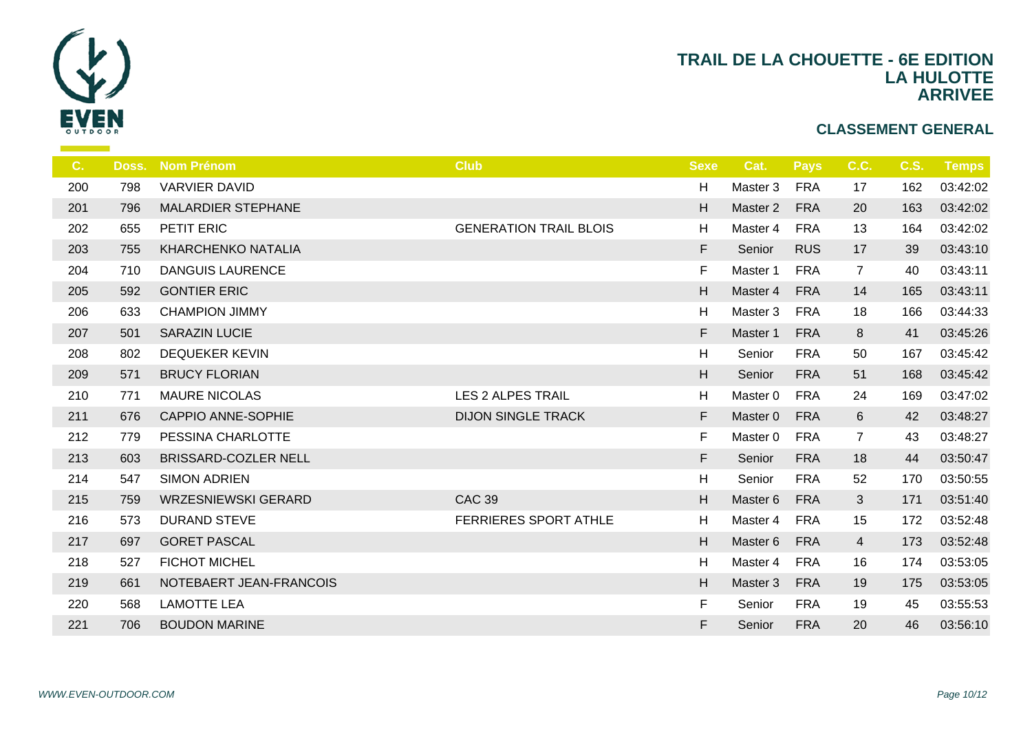# TRAIL DE LA CHOUETTE - 6E EDITION
## LA HULOTTE
## ARRIVEE

### CLASSEMENT GENERAL

| C. | Doss. | Nom Prénom | Club | Sexe | Cat. | Pays | C.C. | C.S. | Temps |
|---|---|---|---|---|---|---|---|---|---|
| 200 | 798 | VARVIER DAVID | | H | Master 3 | FRA | 17 | 162 | 03:42:02 |
| 201 | 796 | MALARDIER STEPHANE | | H | Master 2 | FRA | 20 | 163 | 03:42:02 |
| 202 | 655 | PETIT ERIC | GENERATION TRAIL BLOIS | H | Master 4 | FRA | 13 | 164 | 03:42:02 |
| 203 | 755 | KHARCHENKO NATALIA | | F | Senior | RUS | 17 | 39 | 03:43:10 |
| 204 | 710 | DANGUIS LAURENCE | | F | Master 1 | FRA | 7 | 40 | 03:43:11 |
| 205 | 592 | GONTIER ERIC | | H | Master 4 | FRA | 14 | 165 | 03:43:11 |
| 206 | 633 | CHAMPION JIMMY | | H | Master 3 | FRA | 18 | 166 | 03:44:33 |
| 207 | 501 | SARAZIN LUCIE | | F | Master 1 | FRA | 8 | 41 | 03:45:26 |
| 208 | 802 | DEQUEKER KEVIN | | H | Senior | FRA | 50 | 167 | 03:45:42 |
| 209 | 571 | BRUCY FLORIAN | | H | Senior | FRA | 51 | 168 | 03:45:42 |
| 210 | 771 | MAURE NICOLAS | LES 2 ALPES TRAIL | H | Master 0 | FRA | 24 | 169 | 03:47:02 |
| 211 | 676 | CAPPIO ANNE-SOPHIE | DIJON SINGLE TRACK | F | Master 0 | FRA | 6 | 42 | 03:48:27 |
| 212 | 779 | PESSINA CHARLOTTE | | F | Master 0 | FRA | 7 | 43 | 03:48:27 |
| 213 | 603 | BRISSARD-COZLER NELL | | F | Senior | FRA | 18 | 44 | 03:50:47 |
| 214 | 547 | SIMON ADRIEN | | H | Senior | FRA | 52 | 170 | 03:50:55 |
| 215 | 759 | WRZESNIEWSKI GERARD | CAC 39 | H | Master 6 | FRA | 3 | 171 | 03:51:40 |
| 216 | 573 | DURAND STEVE | FERRIERES SPORT ATHLE | H | Master 4 | FRA | 15 | 172 | 03:52:48 |
| 217 | 697 | GORET PASCAL | | H | Master 6 | FRA | 4 | 173 | 03:52:48 |
| 218 | 527 | FICHOT MICHEL | | H | Master 4 | FRA | 16 | 174 | 03:53:05 |
| 219 | 661 | NOTEBAERT JEAN-FRANCOIS | | H | Master 3 | FRA | 19 | 175 | 03:53:05 |
| 220 | 568 | LAMOTTE LEA | | F | Senior | FRA | 19 | 45 | 03:55:53 |
| 221 | 706 | BOUDON MARINE | | F | Senior | FRA | 20 | 46 | 03:56:10 |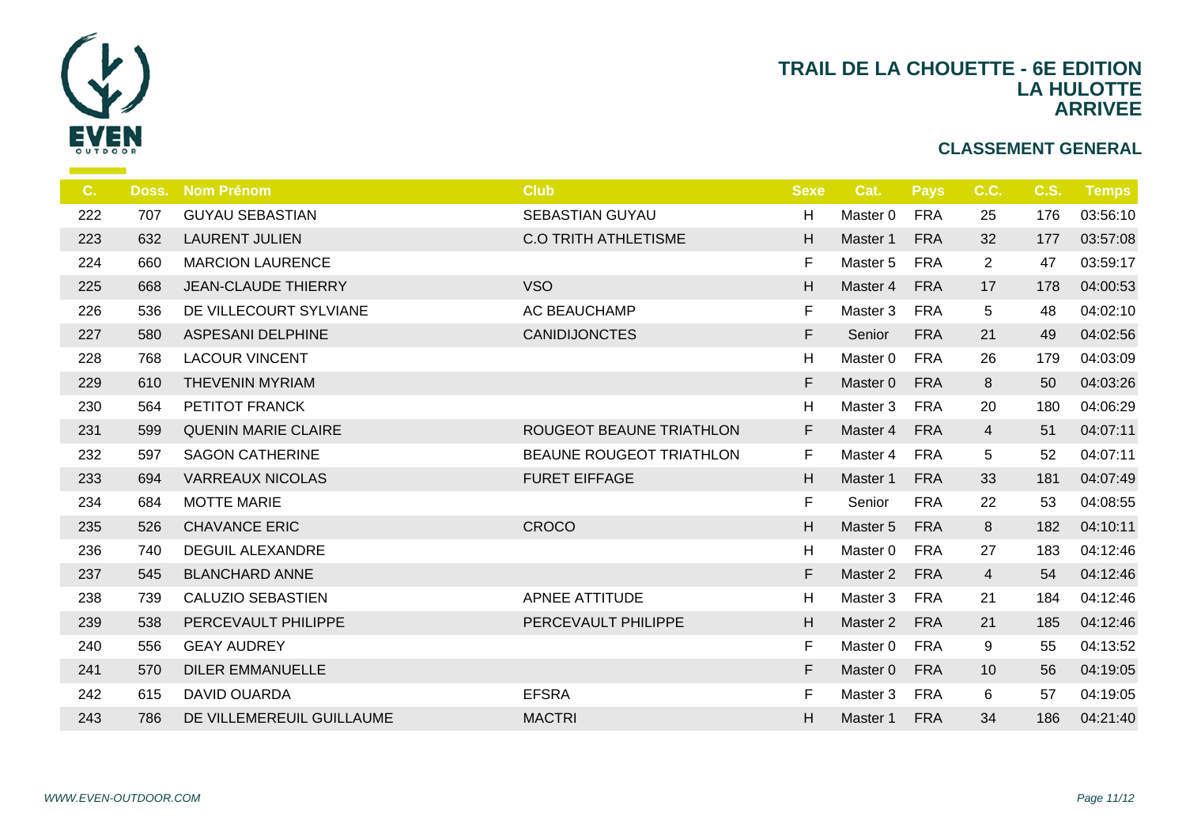# TRAIL DE LA CHOUETTE - 6E EDITION
## LA HULOTTE
## ARRIVEE

### CLASSEMENT GENERAL

| C. | Doss. | Nom Prénom | Club | Sexe | Cat. | Pays | C.C. | C.S. | Temps |
|---|---|---|---|---|---|---|---|---|---|
| 222 | 707 | GUYAU SEBASTIAN | SEBASTIAN GUYAU | H | Master 0 | FRA | 25 | 176 | 03:56:10 |
| 223 | 632 | LAURENT JULIEN | C.O TRITH ATHLETISME | H | Master 1 | FRA | 32 | 177 | 03:57:08 |
| 224 | 660 | MARCION LAURENCE | | F | Master 5 | FRA | 2 | 47 | 03:59:17 |
| 225 | 668 | JEAN-CLAUDE THIERRY | VSO | H | Master 4 | FRA | 17 | 178 | 04:00:53 |
| 226 | 536 | DE VILLECOURT SYLVIANE | AC BEAUCHAMP | F | Master 3 | FRA | 5 | 48 | 04:02:10 |
| 227 | 580 | ASPESANI DELPHINE | CANIDIJONCTES | F | Senior | FRA | 21 | 49 | 04:02:56 |
| 228 | 768 | LACOUR VINCENT | | H | Master 0 | FRA | 26 | 179 | 04:03:09 |
| 229 | 610 | THEVENIN MYRIAM | | F | Master 0 | FRA | 8 | 50 | 04:03:26 |
| 230 | 564 | PETITOT FRANCK | | H | Master 3 | FRA | 20 | 180 | 04:06:29 |
| 231 | 599 | QUENIN MARIE CLAIRE | ROUGEOT BEAUNE TRIATHLON | F | Master 4 | FRA | 4 | 51 | 04:07:11 |
| 232 | 597 | SAGON CATHERINE | BEAUNE ROUGEOT TRIATHLON | F | Master 4 | FRA | 5 | 52 | 04:07:11 |
| 233 | 694 | VARREAUX NICOLAS | FURET EIFFAGE | H | Master 1 | FRA | 33 | 181 | 04:07:49 |
| 234 | 684 | MOTTE MARIE | | F | Senior | FRA | 22 | 53 | 04:08:55 |
| 235 | 526 | CHAVANCE ERIC | CROCO | H | Master 5 | FRA | 8 | 182 | 04:10:11 |
| 236 | 740 | DEGUIL ALEXANDRE | | H | Master 0 | FRA | 27 | 183 | 04:12:46 |
| 237 | 545 | BLANCHARD ANNE | | F | Master 2 | FRA | 4 | 54 | 04:12:46 |
| 238 | 739 | CALUZIO SEBASTIEN | APNEE ATTITUDE | H | Master 3 | FRA | 21 | 184 | 04:12:46 |
| 239 | 538 | PERCEVAULT PHILIPPE | PERCEVAULT PHILIPPE | H | Master 2 | FRA | 21 | 185 | 04:12:46 |
| 240 | 556 | GEAY AUDREY | | F | Master 0 | FRA | 9 | 55 | 04:13:52 |
| 241 | 570 | DILER EMMANUELLE | | F | Master 0 | FRA | 10 | 56 | 04:19:05 |
| 242 | 615 | DAVID OUARDA | EFSRA | F | Master 3 | FRA | 6 | 57 | 04:19:05 |
| 243 | 786 | DE VILLEMEREUIL GUILLAUME | MACTRI | H | Master 1 | FRA | 34 | 186 | 04:21:40 |

*WWW.EVEN-OUTDOOR.COM*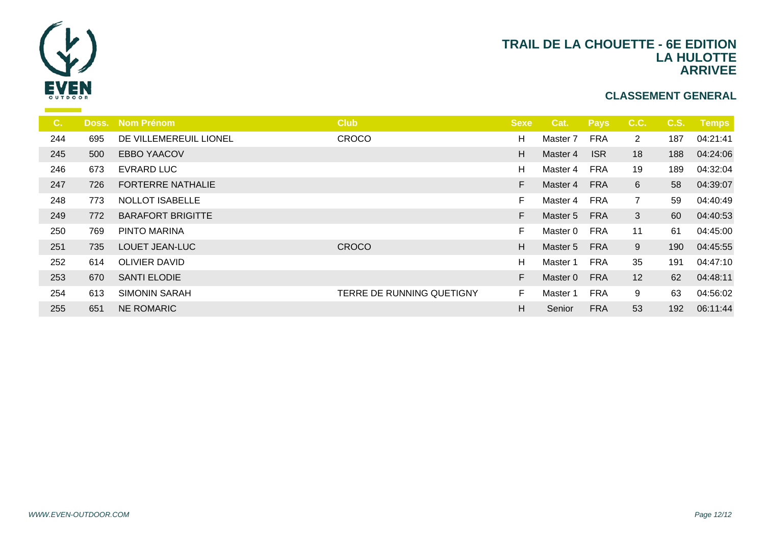# TRAIL DE LA CHOUETTE - 6E EDITION
## LA HULOTTE
## ARRIVEE

### CLASSEMENT GENERAL

| C. | Doss. | Nom Prénom | Club | Sexe | Cat. | Pays | C.C. | C.S. | Temps |
|---|---|---|---|---|---|---|---|---|---|
| 244 | 695 | DE VILLEMEREUIL LIONEL | CROCO | H | Master 7 | FRA | 2 | 187 | 04:21:41 |
| 245 | 500 | EBBO YAACOV | | H | Master 4 | ISR | 18 | 188 | 04:24:06 |
| 246 | 673 | EVRARD LUC | | H | Master 4 | FRA | 19 | 189 | 04:32:04 |
| 247 | 726 | FORTERRE NATHALIE | | F | Master 4 | FRA | 6 | 58 | 04:39:07 |
| 248 | 773 | NOLLOT ISABELLE | | F | Master 4 | FRA | 7 | 59 | 04:40:49 |
| 249 | 772 | BARAFORT BRIGITTE | | F | Master 5 | FRA | 3 | 60 | 04:40:53 |
| 250 | 769 | PINTO MARINA | | F | Master 0 | FRA | 11 | 61 | 04:45:00 |
| 251 | 735 | LOUET JEAN-LUC | CROCO | H | Master 5 | FRA | 9 | 190 | 04:45:55 |
| 252 | 614 | OLIVIER DAVID | | H | Master 1 | FRA | 35 | 191 | 04:47:10 |
| 253 | 670 | SANTI ELODIE | | F | Master 0 | FRA | 12 | 62 | 04:48:11 |
| 254 | 613 | SIMONIN SARAH | TERRE DE RUNNING QUETIGNY | F | Master 1 | FRA | 9 | 63 | 04:56:02 |
| 255 | 651 | NE ROMARIC | | H | Senior | FRA | 53 | 192 | 06:11:44 |